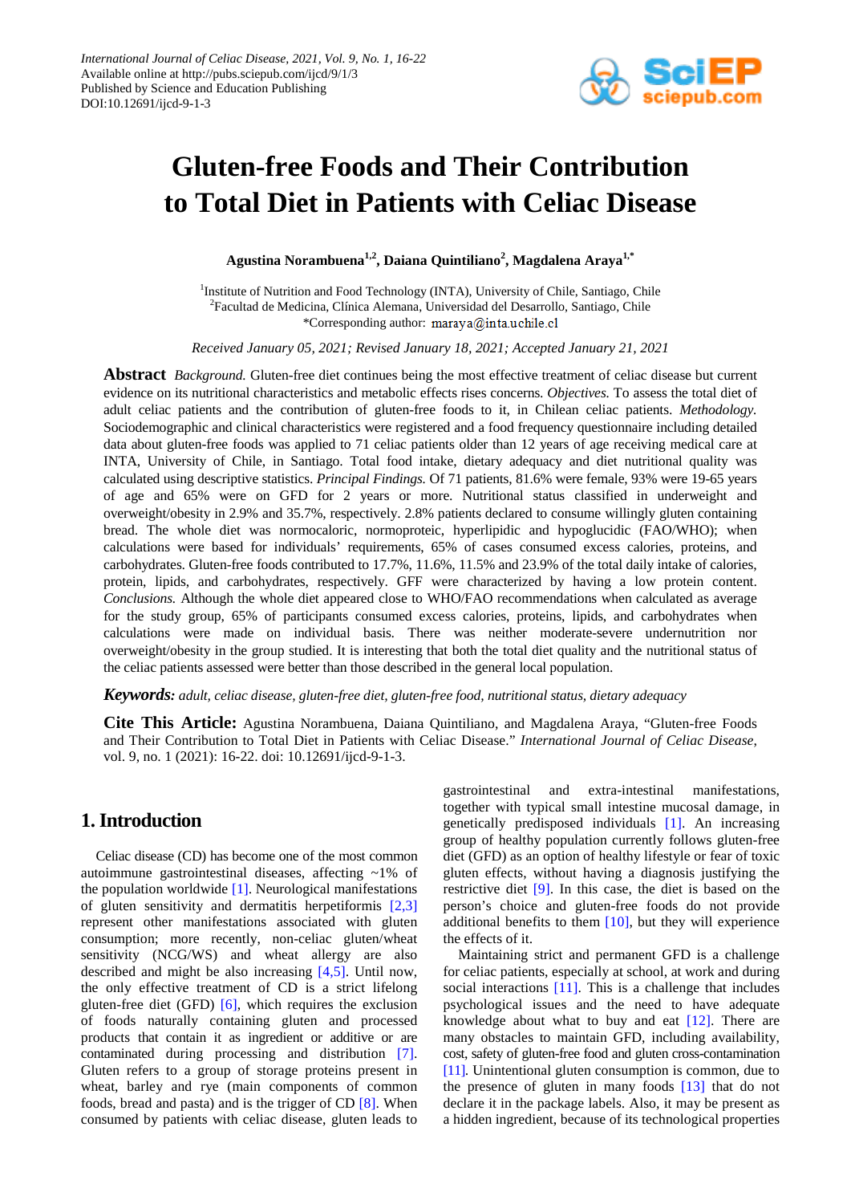# Gluten-free Foods and Their Contribution to Total Diet in Patients with Celiac Disease

**Agustina Norambuena[1,2], Daiana Quintiliano[2], Magdalena Araya[1,*]**

[1]Institute of Nutrition and Food Technology (INTA), University of Chile, Santiago, Chile
[2]Facultad de Medicina, Clínica Alemana, Universidad del Desarrollo, Santiago, Chile
*Corresponding author: maraya@inta.uchile.cl

*Received January 05, 2021; Revised January 18, 2021; Accepted January 21, 2021*

**Abstract** *Background.* Gluten-free diet continues being the most effective treatment of celiac disease but current evidence on its nutritional characteristics and metabolic effects rises concerns. *Objectives.* To assess the total diet of adult celiac patients and the contribution of gluten-free foods to it, in Chilean celiac patients. *Methodology.* Sociodemographic and clinical characteristics were registered and a food frequency questionnaire including detailed data about gluten-free foods was applied to 71 celiac patients older than 12 years of age receiving medical care at INTA, University of Chile, in Santiago. Total food intake, dietary adequacy and diet nutritional quality was calculated using descriptive statistics. *Principal Findings.* Of 71 patients, 81.6% were female, 93% were 19-65 years of age and 65% were on GFD for 2 years or more. Nutritional status classified in underweight and overweight/obesity in 2.9% and 35.7%, respectively. 2.8% patients declared to consume willingly gluten containing bread. The whole diet was normocaloric, normoproteic, hyperlipidic and hypoglucidic (FAO/WHO); when calculations were based for individuals' requirements, 65% of cases consumed excess calories, proteins, and carbohydrates. Gluten-free foods contributed to 17.7%, 11.6%, 11.5% and 23.9% of the total daily intake of calories, protein, lipids, and carbohydrates, respectively. GFF were characterized by having a low protein content. *Conclusions.* Although the whole diet appeared close to WHO/FAO recommendations when calculated as average for the study group, 65% of participants consumed excess calories, proteins, lipids, and carbohydrates when calculations were made on individual basis. There was neither moderate-severe undernutrition nor overweight/obesity in the group studied. It is interesting that both the total diet quality and the nutritional status of the celiac patients assessed were better than those described in the general local population.

***Keywords:*** *adult, celiac disease, gluten-free diet, gluten-free food, nutritional status, dietary adequacy*

**Cite This Article:** Agustina Norambuena, Daiana Quintiliano, and Magdalena Araya, "Gluten-free Foods and Their Contribution to Total Diet in Patients with Celiac Disease." *International Journal of Celiac Disease*, vol. 9, no. 1 (2021): 16-22. doi: 10.12691/ijcd-9-1-3.

## 1. Introduction

Celiac disease (CD) has become one of the most common autoimmune gastrointestinal diseases, affecting ~1% of the population worldwide [1]. Neurological manifestations of gluten sensitivity and dermatitis herpetiformis [2,3] represent other manifestations associated with gluten consumption; more recently, non-celiac gluten/wheat sensitivity (NCG/WS) and wheat allergy are also described and might be also increasing [4,5]. Until now, the only effective treatment of CD is a strict lifelong gluten-free diet (GFD) [6], which requires the exclusion of foods naturally containing gluten and processed products that contain it as ingredient or additive or are contaminated during processing and distribution [7]. Gluten refers to a group of storage proteins present in wheat, barley and rye (main components of common foods, bread and pasta) and is the trigger of CD [8]. When consumed by patients with celiac disease, gluten leads to gastrointestinal and extra-intestinal manifestations, together with typical small intestine mucosal damage, in genetically predisposed individuals [1]. An increasing group of healthy population currently follows gluten-free diet (GFD) as an option of healthy lifestyle or fear of toxic gluten effects, without having a diagnosis justifying the restrictive diet [9]. In this case, the diet is based on the person's choice and gluten-free foods do not provide additional benefits to them [10], but they will experience the effects of it.

Maintaining strict and permanent GFD is a challenge for celiac patients, especially at school, at work and during social interactions [11]. This is a challenge that includes psychological issues and the need to have adequate knowledge about what to buy and eat [12]. There are many obstacles to maintain GFD, including availability, cost, safety of gluten-free food and gluten cross-contamination [11]. Unintentional gluten consumption is common, due to the presence of gluten in many foods [13] that do not declare it in the package labels. Also, it may be present as a hidden ingredient, because of its technological properties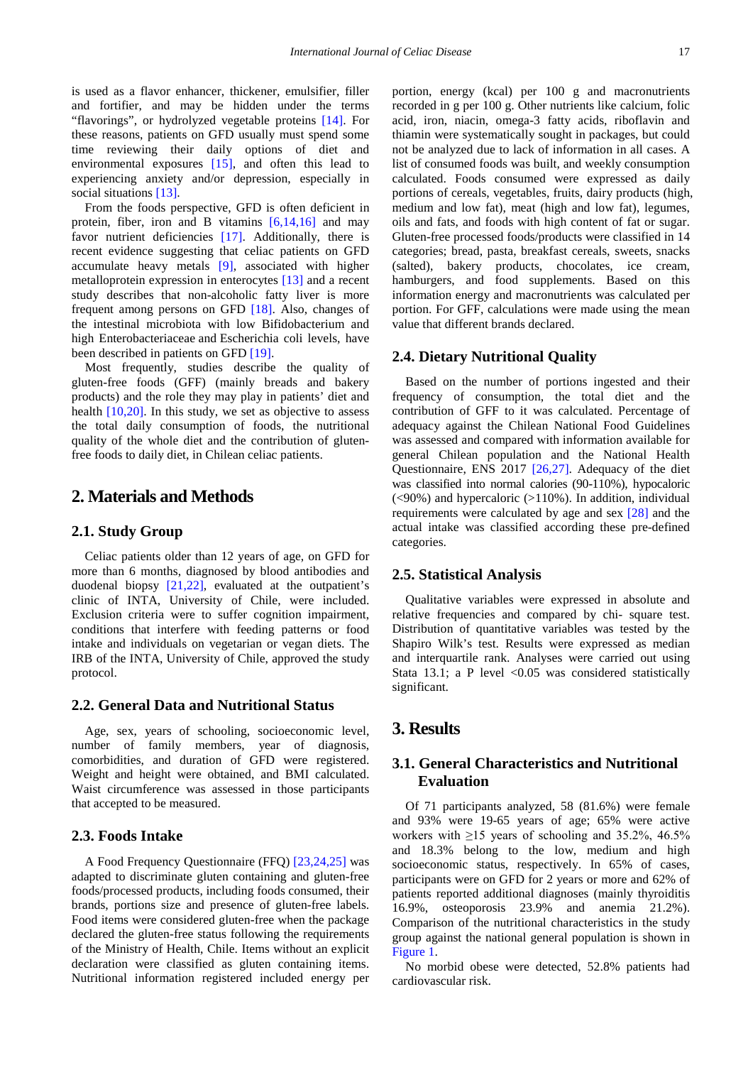is used as a flavor enhancer, thickener, emulsifier, filler and fortifier, and may be hidden under the terms "flavorings", or hydrolyzed vegetable proteins [14]. For these reasons, patients on GFD usually must spend some time reviewing their daily options of diet and environmental exposures [15], and often this lead to experiencing anxiety and/or depression, especially in social situations [13].

From the foods perspective, GFD is often deficient in protein, fiber, iron and B vitamins [6,14,16] and may favor nutrient deficiencies [17]. Additionally, there is recent evidence suggesting that celiac patients on GFD accumulate heavy metals [9], associated with higher metalloprotein expression in enterocytes [13] and a recent study describes that non-alcoholic fatty liver is more frequent among persons on GFD [18]. Also, changes of the intestinal microbiota with low Bifidobacterium and high Enterobacteriaceae and Escherichia coli levels, have been described in patients on GFD [19].

Most frequently, studies describe the quality of gluten-free foods (GFF) (mainly breads and bakery products) and the role they may play in patients' diet and health [10,20]. In this study, we set as objective to assess the total daily consumption of foods, the nutritional quality of the whole diet and the contribution of gluten-free foods to daily diet, in Chilean celiac patients.

# 2. Materials and Methods

## 2.1. Study Group

Celiac patients older than 12 years of age, on GFD for more than 6 months, diagnosed by blood antibodies and duodenal biopsy [21,22], evaluated at the outpatient's clinic of INTA, University of Chile, were included. Exclusion criteria were to suffer cognition impairment, conditions that interfere with feeding patterns or food intake and individuals on vegetarian or vegan diets. The IRB of the INTA, University of Chile, approved the study protocol.

## 2.2. General Data and Nutritional Status

Age, sex, years of schooling, socioeconomic level, number of family members, year of diagnosis, comorbidities, and duration of GFD were registered. Weight and height were obtained, and BMI calculated. Waist circumference was assessed in those participants that accepted to be measured.

## 2.3. Foods Intake

A Food Frequency Questionnaire (FFQ) [23,24,25] was adapted to discriminate gluten containing and gluten-free foods/processed products, including foods consumed, their brands, portions size and presence of gluten-free labels. Food items were considered gluten-free when the package declared the gluten-free status following the requirements of the Ministry of Health, Chile. Items without an explicit declaration were classified as gluten containing items. Nutritional information registered included energy per portion, energy (kcal) per 100 g and macronutrients recorded in g per 100 g. Other nutrients like calcium, folic acid, iron, niacin, omega-3 fatty acids, riboflavin and thiamin were systematically sought in packages, but could not be analyzed due to lack of information in all cases. A list of consumed foods was built, and weekly consumption calculated. Foods consumed were expressed as daily portions of cereals, vegetables, fruits, dairy products (high, medium and low fat), meat (high and low fat), legumes, oils and fats, and foods with high content of fat or sugar. Gluten-free processed foods/products were classified in 14 categories; bread, pasta, breakfast cereals, sweets, snacks (salted), bakery products, chocolates, ice cream, hamburgers, and food supplements. Based on this information energy and macronutrients was calculated per portion. For GFF, calculations were made using the mean value that different brands declared.

## 2.4. Dietary Nutritional Quality

Based on the number of portions ingested and their frequency of consumption, the total diet and the contribution of GFF to it was calculated. Percentage of adequacy against the Chilean National Food Guidelines was assessed and compared with information available for general Chilean population and the National Health Questionnaire, ENS 2017 [26,27]. Adequacy of the diet was classified into normal calories (90-110%), hypocaloric (<90%) and hypercaloric (>110%). In addition, individual requirements were calculated by age and sex [28] and the actual intake was classified according these pre-defined categories.

## 2.5. Statistical Analysis

Qualitative variables were expressed in absolute and relative frequencies and compared by chi- square test. Distribution of quantitative variables was tested by the Shapiro Wilk's test. Results were expressed as median and interquartile rank. Analyses were carried out using Stata 13.1; a P level <0.05 was considered statistically significant.

# 3. Results

## 3.1. General Characteristics and Nutritional Evaluation

Of 71 participants analyzed, 58 (81.6%) were female and 93% were 19-65 years of age; 65% were active workers with ≥15 years of schooling and 35.2%, 46.5% and 18.3% belong to the low, medium and high socioeconomic status, respectively. In 65% of cases, participants were on GFD for 2 years or more and 62% of patients reported additional diagnoses (mainly thyroiditis 16.9%, osteoporosis 23.9% and anemia 21.2%). Comparison of the nutritional characteristics in the study group against the national general population is shown in Figure 1.

No morbid obese were detected, 52.8% patients had cardiovascular risk.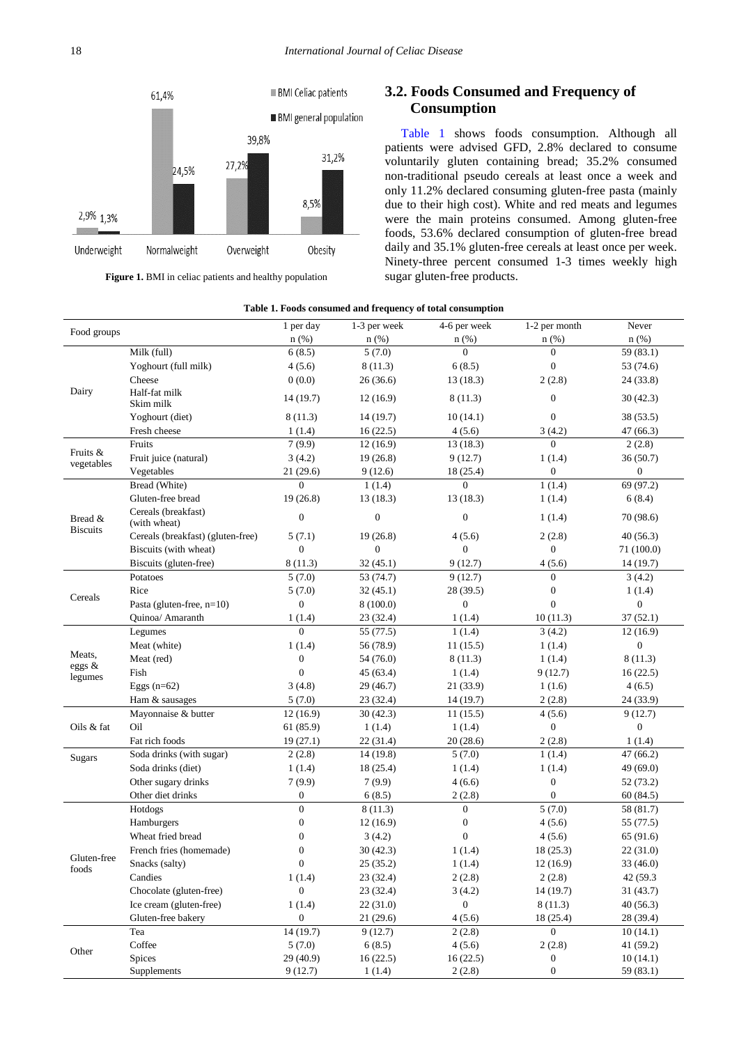Figure 1. BMI in celiac patients and healthy population

## 3.2. Foods Consumed and Frequency of Consumption

Table 1 shows foods consumption. Although all patients were advised GFD, 2.8% declared to consume voluntarily gluten containing bread; 35.2% consumed non-traditional pseudo cereals at least once a week and only 11.2% declared consuming gluten-free pasta (mainly due to their high cost). White and red meats and legumes were the main proteins consumed. Among gluten-free foods, 53.6% declared consumption of gluten-free bread daily and 35.1% gluten-free cereals at least once per week. Ninety-three percent consumed 1-3 times weekly high sugar gluten-free products.

**Table 1. Foods consumed and frequency of total consumption**

| Food groups | | 1 per day n (%) | 1-3 per week n (%) | 4-6 per week n (%) | 1-2 per month n (%) | Never n (%) |
|---|---|---|---|---|---|---|
| Dairy | Milk (full) | 6 (8.5) | 5 (7.0) | 0 | 0 | 59 (83.1) |
| | Yoghourt (full milk) | 4 (5.6) | 8 (11.3) | 6 (8.5) | 0 | 53 (74.6) |
| | Cheese | 0 (0.0) | 26 (36.6) | 13 (18.3) | 2 (2.8) | 24 (33.8) |
| | Half-fat milk Skim milk | 14 (19.7) | 12 (16.9) | 8 (11.3) | 0 | 30 (42.3) |
| | Yoghourt (diet) | 8 (11.3) | 14 (19.7) | 10 (14.1) | 0 | 38 (53.5) |
| | Fresh cheese | 1 (1.4) | 16 (22.5) | 4 (5.6) | 3 (4.2) | 47 (66.3) |
| Fruits & vegetables | Fruits | 7 (9.9) | 12 (16.9) | 13 (18.3) | 0 | 2 (2.8) |
| | Fruit juice (natural) | 3 (4.2) | 19 (26.8) | 9 (12.7) | 1 (1.4) | 36 (50.7) |
| | Vegetables | 21 (29.6) | 9 (12.6) | 18 (25.4) | 0 | 0 |
| Bread & Biscuits | Bread (White) | 0 | 1 (1.4) | 0 | 1 (1.4) | 69 (97.2) |
| | Gluten-free bread | 19 (26.8) | 13 (18.3) | 13 (18.3) | 1 (1.4) | 6 (8.4) |
| | Cereals (breakfast) (with wheat) | 0 | 0 | 0 | 1 (1.4) | 70 (98.6) |
| | Cereals (breakfast) (gluten-free) | 5 (7.1) | 19 (26.8) | 4 (5.6) | 2 (2.8) | 40 (56.3) |
| | Biscuits (with wheat) | 0 | 0 | 0 | 0 | 71 (100.0) |
| | Biscuits (gluten-free) | 8 (11.3) | 32 (45.1) | 9 (12.7) | 4 (5.6) | 14 (19.7) |
| Cereals | Potatoes | 5 (7.0) | 53 (74.7) | 9 (12.7) | 0 | 3 (4.2) |
| | Rice | 5 (7.0) | 32 (45.1) | 28 (39.5) | 0 | 1 (1.4) |
| | Pasta (gluten-free, n=10) | 0 | 8 (100.0) | 0 | 0 | 0 |
| | Quinoa/ Amaranth | 1 (1.4) | 23 (32.4) | 1 (1.4) | 10 (11.3) | 37 (52.1) |
| Meats, eggs & legumes | Legumes | 0 | 55 (77.5) | 1 (1.4) | 3 (4.2) | 12 (16.9) |
| | Meat (white) | 1 (1.4) | 56 (78.9) | 11 (15.5) | 1 (1.4) | 0 |
| | Meat (red) | 0 | 54 (76.0) | 8 (11.3) | 1 (1.4) | 8 (11.3) |
| | Fish | 0 | 45 (63.4) | 1 (1.4) | 9 (12.7) | 16 (22.5) |
| | Eggs (n=62) | 3 (4.8) | 29 (46.7) | 21 (33.9) | 1 (1.6) | 4 (6.5) |
| | Ham & sausages | 5 (7.0) | 23 (32.4) | 14 (19.7) | 2 (2.8) | 24 (33.9) |
| Oils & fat | Mayonnaise & butter | 12 (16.9) | 30 (42.3) | 11 (15.5) | 4 (5.6) | 9 (12.7) |
| | Oil | 61 (85.9) | 1 (1.4) | 1 (1.4) | 0 | 0 |
| | Fat rich foods | 19 (27.1) | 22 (31.4) | 20 (28.6) | 2 (2.8) | 1 (1.4) |
| Sugars | Soda drinks (with sugar) | 2 (2.8) | 14 (19.8) | 5 (7.0) | 1 (1.4) | 47 (66.2) |
| | Soda drinks (diet) | 1 (1.4) | 18 (25.4) | 1 (1.4) | 1 (1.4) | 49 (69.0) |
| | Other sugary drinks | 7 (9.9) | 7 (9.9) | 4 (6.6) | 0 | 52 (73.2) |
| | Other diet drinks | 0 | 6 (8.5) | 2 (2.8) | 0 | 60 (84.5) |
| Gluten-free foods | Hotdogs | 0 | 8 (11.3) | 0 | 5 (7.0) | 58 (81.7) |
| | Hamburgers | 0 | 12 (16.9) | 0 | 4 (5.6) | 55 (77.5) |
| | Wheat fried bread | 0 | 3 (4.2) | 0 | 4 (5.6) | 65 (91.6) |
| | French fries (homemade) | 0 | 30 (42.3) | 1 (1.4) | 18 (25.3) | 22 (31.0) |
| | Snacks (salty) | 0 | 25 (35.2) | 1 (1.4) | 12 (16.9) | 33 (46.0) |
| | Candies | 1 (1.4) | 23 (32.4) | 2 (2.8) | 2 (2.8) | 42 (59.3 |
| | Chocolate (gluten-free) | 0 | 23 (32.4) | 3 (4.2) | 14 (19.7) | 31 (43.7) |
| | Ice cream (gluten-free) | 1 (1.4) | 22 (31.0) | 0 | 8 (11.3) | 40 (56.3) |
| | Gluten-free bakery | 0 | 21 (29.6) | 4 (5.6) | 18 (25.4) | 28 (39.4) |
| Other | Tea | 14 (19.7) | 9 (12.7) | 2 (2.8) | 0 | 10 (14.1) |
| | Coffee | 5 (7.0) | 6 (8.5) | 4 (5.6) | 2 (2.8) | 41 (59.2) |
| | Spices | 29 (40.9) | 16 (22.5) | 16 (22.5) | 0 | 10 (14.1) |
| | Supplements | 9 (12.7) | 1 (1.4) | 2 (2.8) | 0 | 59 (83.1) |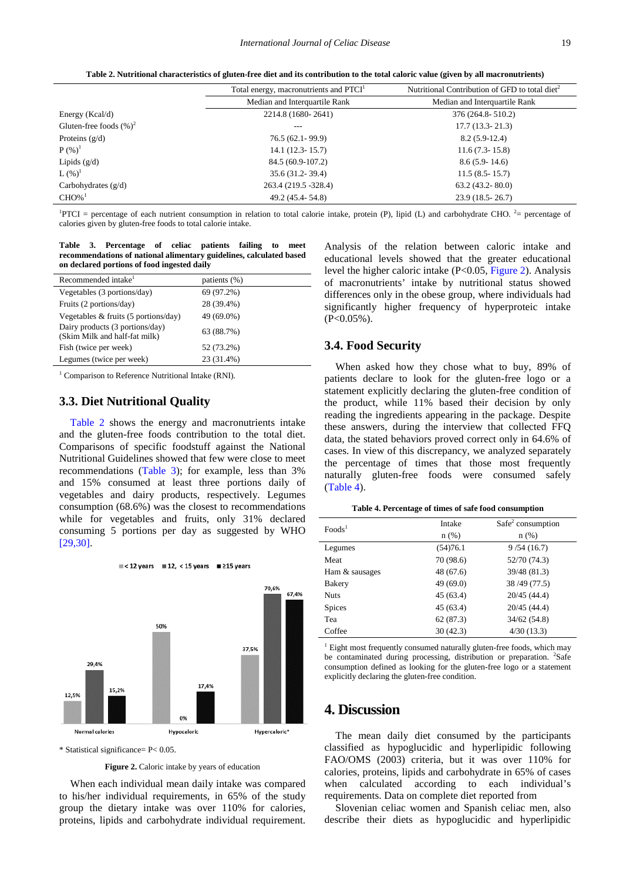**Table 2. Nutritional characteristics of gluten-free diet and its contribution to the total caloric value (given by all macronutrients)**

| | Total energy, macronutrients and PTCI[1] | Nutritional Contribution of GFD to total diet[2] |
|---|---|---|
| | Median and Interquartile Rank | Median and Interquartile Rank |
| Energy (Kcal/d) | 2214.8 (1680- 2641) | 376 (264.8- 510.2) |
| Gluten-free foods (%)[2] | --- | 17.7 (13.3- 21.3) |
| Proteins (g/d) | 76.5 (62.1- 99.9) | 8.2 (5.9-12.4) |
| P (%)[1] | 14.1 (12.3- 15.7) | 11.6 (7.3- 15.8) |
| Lipids (g/d) | 84.5 (60.9-107.2) | 8.6 (5.9- 14.6) |
| L (%)[1] | 35.6 (31.2- 39.4) | 11.5 (8.5- 15.7) |
| Carbohydrates (g/d) | 263.4 (219.5 -328.4) | 63.2 (43.2- 80.0) |
| CHO%[1] | 49.2 (45.4- 54.8) | 23.9 (18.5- 26.7) |

[1]PTCI = percentage of each nutrient consumption in relation to total calorie intake, protein (P), lipid (L) and carbohydrate CHO. [2]= percentage of calories given by gluten-free foods to total calorie intake.

**Table 3. Percentage of celiac patients failing to meet recommendations of national alimentary guidelines, calculated based on declared portions of food ingested daily**

| Recommended intake[1] | patients (%) |
|---|---|
| Vegetables (3 portions/day) | 69 (97.2%) |
| Fruits (2 portions/day) | 28 (39.4%) |
| Vegetables & fruits (5 portions/day) | 49 (69.0%) |
| Dairy products (3 portions/day) (Skim Milk and half-fat milk) | 63 (88.7%) |
| Fish (twice per week) | 52 (73.2%) |
| Legumes (twice per week) | 23 (31.4%) |

[1] Comparison to Reference Nutritional Intake (RNI).

## 3.3. Diet Nutritional Quality

Table 2 shows the energy and macronutrients intake and the gluten-free foods contribution to the total diet. Comparisons of specific foodstuff against the National Nutritional Guidelines showed that few were close to meet recommendations (Table 3); for example, less than 3% and 15% consumed at least three portions daily of vegetables and dairy products, respectively. Legumes consumption (68.6%) was the closest to recommendations while for vegetables and fruits, only 31% declared consuming 5 portions per day as suggested by WHO [29,30].

\* Statistical significance= P< 0.05.

**Figure 2.** Caloric intake by years of education

When each individual mean daily intake was compared to his/her individual requirements, in 65% of the study group the dietary intake was over 110% for calories, proteins, lipids and carbohydrate individual requirement.

Analysis of the relation between caloric intake and educational levels showed that the greater educational level the higher caloric intake ($P<0.05$, Figure 2). Analysis of macronutrients' intake by nutritional status showed differences only in the obese group, where individuals had significantly higher frequency of hyperproteic intake ($P<0.05\%$).

## 3.4. Food Security

When asked how they chose what to buy, 89% of patients declare to look for the gluten-free logo or a statement explicitly declaring the gluten-free condition of the product, while 11% based their decision by only reading the ingredients appearing in the package. Despite these answers, during the interview that collected FFQ data, the stated behaviors proved correct only in 64.6% of cases. In view of this discrepancy, we analyzed separately the percentage of times that those most frequently naturally gluten-free foods were consumed safely (Table 4).

**Table 4. Percentage of times of safe food consumption**

| Foods[1] | Intake n (%) | Safe[2] consumption n (%) |
|---|---|---|
| Legumes | (54)76.1 | 9 /54 (16.7) |
| Meat | 70 (98.6) | 52/70 (74.3) |
| Ham & sausages | 48 (67.6) | 39/48 (81.3) |
| Bakery | 49 (69.0) | 38 /49 (77.5) |
| Nuts | 45 (63.4) | 20/45 (44.4) |
| Spices | 45 (63.4) | 20/45 (44.4) |
| Tea | 62 (87.3) | 34/62 (54.8) |
| Coffee | 30 (42.3) | 4/30 (13.3) |

[1] Eight most frequently consumed naturally gluten-free foods, which may be contaminated during processing, distribution or preparation. [2]Safe consumption defined as looking for the gluten-free logo or a statement explicitly declaring the gluten-free condition.

# 4. Discussion

The mean daily diet consumed by the participants classified as hypoglucidic and hyperlipidic following FAO/OMS (2003) criteria, but it was over 110% for calories, proteins, lipids and carbohydrate in 65% of cases when calculated according to each individual's requirements. Data on complete diet reported from

Slovenian celiac women and Spanish celiac men, also describe their diets as hypoglucidic and hyperlipidic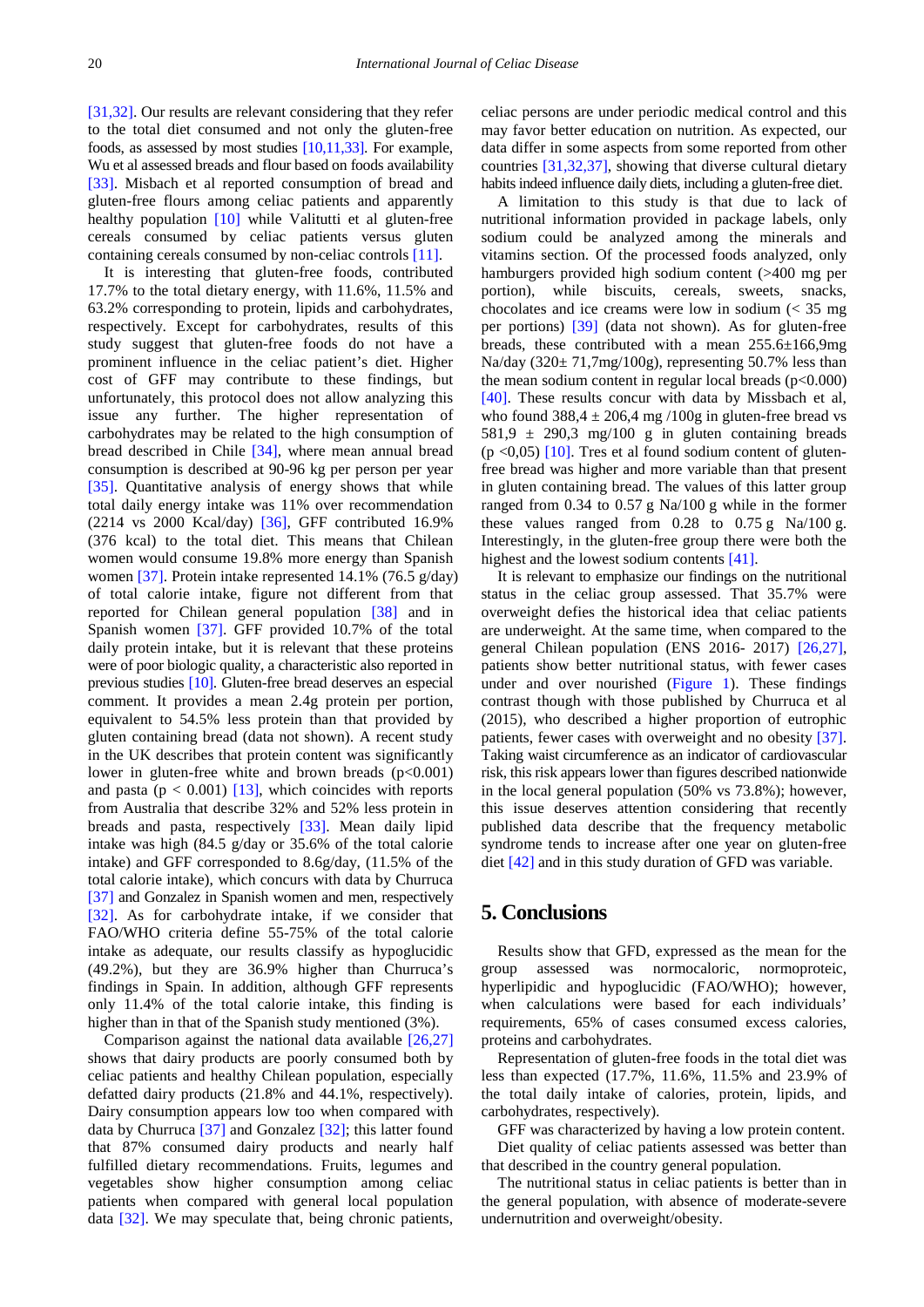[31,32]. Our results are relevant considering that they refer to the total diet consumed and not only the gluten-free foods, as assessed by most studies [10,11,33]. For example, Wu et al assessed breads and flour based on foods availability [33]. Misbach et al reported consumption of bread and gluten-free flours among celiac patients and apparently healthy population [10] while Valitutti et al gluten-free cereals consumed by celiac patients versus gluten containing cereals consumed by non-celiac controls [11].

It is interesting that gluten-free foods, contributed 17.7% to the total dietary energy, with 11.6%, 11.5% and 63.2% corresponding to protein, lipids and carbohydrates, respectively. Except for carbohydrates, results of this study suggest that gluten-free foods do not have a prominent influence in the celiac patient's diet. Higher cost of GFF may contribute to these findings, but unfortunately, this protocol does not allow analyzing this issue any further. The higher representation of carbohydrates may be related to the high consumption of bread described in Chile [34], where mean annual bread consumption is described at 90-96 kg per person per year [35]. Quantitative analysis of energy shows that while total daily energy intake was 11% over recommendation (2214 vs 2000 Kcal/day) [36], GFF contributed 16.9% (376 kcal) to the total diet. This means that Chilean women would consume 19.8% more energy than Spanish women [37]. Protein intake represented 14.1% (76.5 g/day) of total calorie intake, figure not different from that reported for Chilean general population [38] and in Spanish women [37]. GFF provided 10.7% of the total daily protein intake, but it is relevant that these proteins were of poor biologic quality, a characteristic also reported in previous studies [10]. Gluten-free bread deserves an especial comment. It provides a mean 2.4g protein per portion, equivalent to 54.5% less protein than that provided by gluten containing bread (data not shown). A recent study in the UK describes that protein content was significantly lower in gluten-free white and brown breads ($p<0.001$) and pasta ($p < 0.001$) [13], which coincides with reports from Australia that describe 32% and 52% less protein in breads and pasta, respectively [33]. Mean daily lipid intake was high (84.5 g/day or 35.6% of the total calorie intake) and GFF corresponded to 8.6g/day, (11.5% of the total calorie intake), which concurs with data by Churruca [37] and Gonzalez in Spanish women and men, respectively [32]. As for carbohydrate intake, if we consider that FAO/WHO criteria define 55-75% of the total calorie intake as adequate, our results classify as hypoglucidic (49.2%), but they are 36.9% higher than Churruca's findings in Spain. In addition, although GFF represents only 11.4% of the total calorie intake, this finding is higher than in that of the Spanish study mentioned (3%).

Comparison against the national data available [26,27] shows that dairy products are poorly consumed both by celiac patients and healthy Chilean population, especially defatted dairy products (21.8% and 44.1%, respectively). Dairy consumption appears low too when compared with data by Churruca [37] and Gonzalez [32]; this latter found that 87% consumed dairy products and nearly half fulfilled dietary recommendations. Fruits, legumes and vegetables show higher consumption among celiac patients when compared with general local population data [32]. We may speculate that, being chronic patients, celiac persons are under periodic medical control and this may favor better education on nutrition. As expected, our data differ in some aspects from some reported from other countries [31,32,37], showing that diverse cultural dietary habits indeed influence daily diets, including a gluten-free diet.

A limitation to this study is that due to lack of nutritional information provided in package labels, only sodium could be analyzed among the minerals and vitamins section. Of the processed foods analyzed, only hamburgers provided high sodium content (>400 mg per portion), while biscuits, cereals, sweets, snacks, chocolates and ice creams were low in sodium (< 35 mg per portions) [39] (data not shown). As for gluten-free breads, these contributed with a mean 255.6±166,9mg Na/day (320± 71,7mg/100g), representing 50.7% less than the mean sodium content in regular local breads ($p<0.000$) [40]. These results concur with data by Missbach et al, who found 388,4 ± 206,4 mg /100g in gluten-free bread vs 581,9 ± 290,3 mg/100 g in gluten containing breads ($p <0,05$) [10]. Tres et al found sodium content of gluten-free bread was higher and more variable than that present in gluten containing bread. The values of this latter group ranged from 0.34 to 0.57 g Na/100 g while in the former these values ranged from 0.28 to 0.75 g Na/100 g. Interestingly, in the gluten-free group there were both the highest and the lowest sodium contents [41].

It is relevant to emphasize our findings on the nutritional status in the celiac group assessed. That 35.7% were overweight defies the historical idea that celiac patients are underweight. At the same time, when compared to the general Chilean population (ENS 2016- 2017) [26,27], patients show better nutritional status, with fewer cases under and over nourished (Figure 1). These findings contrast though with those published by Churruca et al (2015), who described a higher proportion of eutrophic patients, fewer cases with overweight and no obesity [37]. Taking waist circumference as an indicator of cardiovascular risk, this risk appears lower than figures described nationwide in the local general population (50% vs 73.8%); however, this issue deserves attention considering that recently published data describe that the frequency metabolic syndrome tends to increase after one year on gluten-free diet [42] and in this study duration of GFD was variable.

## 5. Conclusions

Results show that GFD, expressed as the mean for the group assessed was normocaloric, normoproteic, hyperlipidic and hypoglucidic (FAO/WHO); however, when calculations were based for each individuals' requirements, 65% of cases consumed excess calories, proteins and carbohydrates.

Representation of gluten-free foods in the total diet was less than expected (17.7%, 11.6%, 11.5% and 23.9% of the total daily intake of calories, protein, lipids, and carbohydrates, respectively).

GFF was characterized by having a low protein content.

Diet quality of celiac patients assessed was better than that described in the country general population.

The nutritional status in celiac patients is better than in the general population, with absence of moderate-severe undernutrition and overweight/obesity.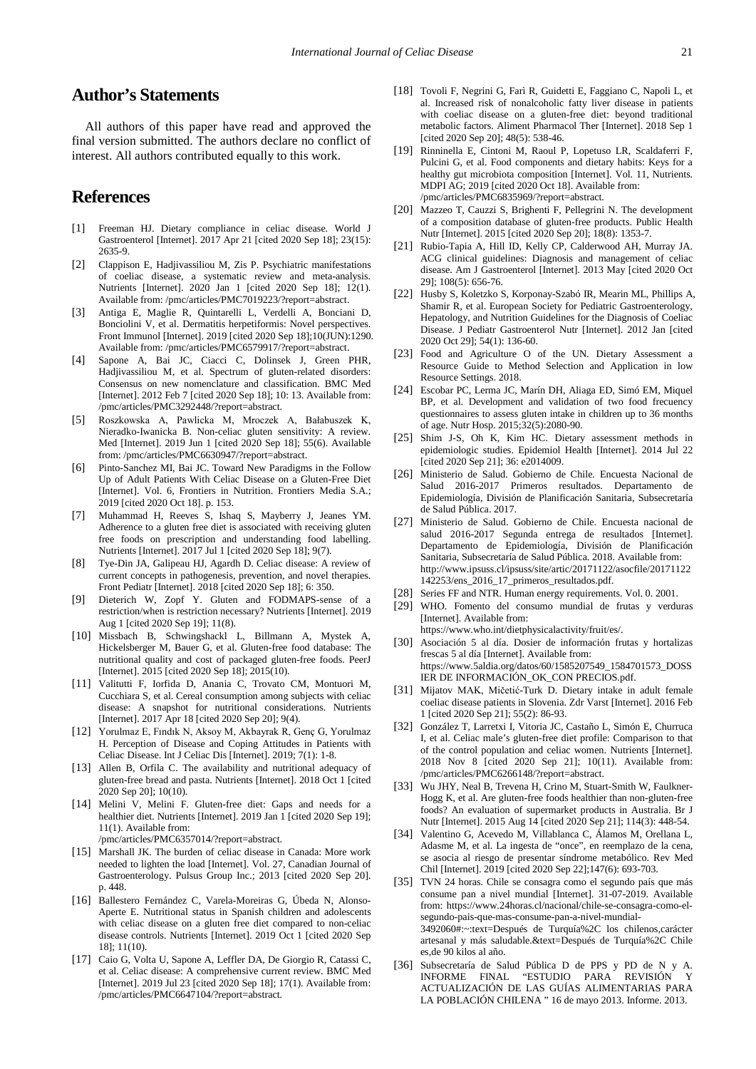## Author's Statements

All authors of this paper have read and approved the final version submitted. The authors declare no conflict of interest. All authors contributed equally to this work.

## References

[1] Freeman HJ. Dietary compliance in celiac disease. World J Gastroenterol [Internet]. 2017 Apr 21 [cited 2020 Sep 18]; 23(15): 2635-9.

[2] Clappison E, Hadjivassiliou M, Zis P. Psychiatric manifestations of coeliac disease, a systematic review and meta-analysis. Nutrients [Internet]. 2020 Jan 1 [cited 2020 Sep 18]; 12(1). Available from: /pmc/articles/PMC7019223/?report=abstract.

[3] Antiga E, Maglie R, Quintarelli L, Verdelli A, Bonciani D, Bonciolini V, et al. Dermatitis herpetiformis: Novel perspectives. Front Immunol [Internet]. 2019 [cited 2020 Sep 18];10(JUN):1290. Available from: /pmc/articles/PMC6579917/?report=abstract.

[4] Sapone A, Bai JC, Ciacci C, Dolinsek J, Green PHR, Hadjivassiliou M, et al. Spectrum of gluten-related disorders: Consensus on new nomenclature and classification. BMC Med [Internet]. 2012 Feb 7 [cited 2020 Sep 18]; 10: 13. Available from: /pmc/articles/PMC3292448/?report=abstract.

[5] Roszkowska A, Pawlicka M, Mroczek A, Bałabuszek K, Nieradko-Iwanicka B. Non-celiac gluten sensitivity: A review. Med [Internet]. 2019 Jun 1 [cited 2020 Sep 18]; 55(6). Available from: /pmc/articles/PMC6630947/?report=abstract.

[6] Pinto-Sanchez MI, Bai JC. Toward New Paradigms in the Follow Up of Adult Patients With Celiac Disease on a Gluten-Free Diet [Internet]. Vol. 6, Frontiers in Nutrition. Frontiers Media S.A.; 2019 [cited 2020 Oct 18]. p. 153.

[7] Muhammad H, Reeves S, Ishaq S, Mayberry J, Jeanes YM. Adherence to a gluten free diet is associated with receiving gluten free foods on prescription and understanding food labelling. Nutrients [Internet]. 2017 Jul 1 [cited 2020 Sep 18]; 9(7).

[8] Tye-Din JA, Galipeau HJ, Agardh D. Celiac disease: A review of current concepts in pathogenesis, prevention, and novel therapies. Front Pediatr [Internet]. 2018 [cited 2020 Sep 18]; 6: 350.

[9] Dieterich W, Zopf Y. Gluten and FODMAPS-sense of a restriction/when is restriction necessary? Nutrients [Internet]. 2019 Aug 1 [cited 2020 Sep 19]; 11(8).

[10] Missbach B, Schwingshackl L, Billmann A, Mystek A, Hickelsberger M, Bauer G, et al. Gluten-free food database: The nutritional quality and cost of packaged gluten-free foods. PeerJ [Internet]. 2015 [cited 2020 Sep 18]; 2015(10).

[11] Valitutti F, Iorfida D, Anania C, Trovato CM, Montuori M, Cucchiara S, et al. Cereal consumption among subjects with celiac disease: A snapshot for nutritional considerations. Nutrients [Internet]. 2017 Apr 18 [cited 2020 Sep 20]; 9(4).

[12] Yorulmaz E, Fındık N, Aksoy M, Akbayrak R, Genç G, Yorulmaz H. Perception of Disease and Coping Attitudes in Patients with Celiac Disease. Int J Celiac Dis [Internet]. 2019; 7(1): 1-8.

[13] Allen B, Orfila C. The availability and nutritional adequacy of gluten-free bread and pasta. Nutrients [Internet]. 2018 Oct 1 [cited 2020 Sep 20]; 10(10).

[14] Melini V, Melini F. Gluten-free diet: Gaps and needs for a healthier diet. Nutrients [Internet]. 2019 Jan 1 [cited 2020 Sep 19]; 11(1). Available from: /pmc/articles/PMC6357014/?report=abstract.

[15] Marshall JK. The burden of celiac disease in Canada: More work needed to lighten the load [Internet]. Vol. 27, Canadian Journal of Gastroenterology. Pulsus Group Inc.; 2013 [cited 2020 Sep 20]. p. 448.

[16] Ballestero Fernández C, Varela-Moreiras G, Úbeda N, Alonso-Aperte E. Nutritional status in Spanish children and adolescents with celiac disease on a gluten free diet compared to non-celiac disease controls. Nutrients [Internet]. 2019 Oct 1 [cited 2020 Sep 18]; 11(10).

[17] Caio G, Volta U, Sapone A, Leffler DA, De Giorgio R, Catassi C, et al. Celiac disease: A comprehensive current review. BMC Med [Internet]. 2019 Jul 23 [cited 2020 Sep 18]; 17(1). Available from: /pmc/articles/PMC6647104/?report=abstract.

[18] Tovoli F, Negrini G, Farì R, Guidetti E, Faggiano C, Napoli L, et al. Increased risk of nonalcoholic fatty liver disease in patients with coeliac disease on a gluten-free diet: beyond traditional metabolic factors. Aliment Pharmacol Ther [Internet]. 2018 Sep 1 [cited 2020 Sep 20]; 48(5): 538-46.

[19] Rinninella E, Cintoni M, Raoul P, Lopetuso LR, Scaldaferri F, Pulcini G, et al. Food components and dietary habits: Keys for a healthy gut microbiota composition [Internet]. Vol. 11, Nutrients. MDPI AG; 2019 [cited 2020 Oct 18]. Available from: /pmc/articles/PMC6835969/?report=abstract.

[20] Mazzeo T, Cauzzi S, Brighenti F, Pellegrini N. The development of a composition database of gluten-free products. Public Health Nutr [Internet]. 2015 [cited 2020 Sep 20]; 18(8): 1353-7.

[21] Rubio-Tapia A, Hill ID, Kelly CP, Calderwood AH, Murray JA. ACG clinical guidelines: Diagnosis and management of celiac disease. Am J Gastroenterol [Internet]. 2013 May [cited 2020 Oct 29]; 108(5): 656-76.

[22] Husby S, Koletzko S, Korponay-Szabó IR, Mearin ML, Phillips A, Shamir R, et al. European Society for Pediatric Gastroenterology, Hepatology, and Nutrition Guidelines for the Diagnosis of Coeliac Disease. J Pediatr Gastroenterol Nutr [Internet]. 2012 Jan [cited 2020 Oct 29]; 54(1): 136-60.

[23] Food and Agriculture O of the UN. Dietary Assessment a Resource Guide to Method Selection and Application in low Resource Settings. 2018.

[24] Escobar PC, Lerma JC, Marín DH, Aliaga ED, Simó EM, Miquel BP, et al. Development and validation of two food frecuency questionnaires to assess gluten intake in children up to 36 months of age. Nutr Hosp. 2015;32(5):2080-90.

[25] Shim J-S, Oh K, Kim HC. Dietary assessment methods in epidemiologic studies. Epidemiol Health [Internet]. 2014 Jul 22 [cited 2020 Sep 21]; 36: e2014009.

[26] Ministerio de Salud. Gobierno de Chile. Encuesta Nacional de Salud 2016-2017 Primeros resultados. Departamento de Epidemiología, División de Planificación Sanitaria, Subsecretaría de Salud Pública. 2017.

[27] Ministerio de Salud. Gobierno de Chile. Encuesta nacional de salud 2016-2017 Segunda entrega de resultados [Internet]. Departamento de Epidemiología, División de Planificación Sanitaria, Subsecretaría de Salud Pública. 2018. Available from: http://www.ipsuss.cl/ipsuss/site/artic/20171122/asocfile/20171122142253/ens_2016_17_primeros_resultados.pdf.

[28] Series FF and NTR. Human energy requirements. Vol. 0. 2001.

[29] WHO. Fomento del consumo mundial de frutas y verduras [Internet]. Available from: https://www.who.int/dietphysicalactivity/fruit/es/.

[30] Asociación 5 al día. Dosier de información frutas y hortalizas frescas 5 al día [Internet]. Available from: https://www.5aldia.org/datos/60/1585207549_1584701573_DOSSIER DE INFORMACIÓN_OK_CON PRECIOS.pdf.

[31] Mijatov MAK, Mičetić-Turk D. Dietary intake in adult female coeliac disease patients in Slovenia. Zdr Varst [Internet]. 2016 Feb 1 [cited 2020 Sep 21]; 55(2): 86-93.

[32] González T, Larretxi I, Vitoria JC, Castaño L, Simón E, Churruca I, et al. Celiac male's gluten-free diet profile: Comparison to that of the control population and celiac women. Nutrients [Internet]. 2018 Nov 8 [cited 2020 Sep 21]; 10(11). Available from: /pmc/articles/PMC6266148/?report=abstract.

[33] Wu JHY, Neal B, Trevena H, Crino M, Stuart-Smith W, Faulkner-Hogg K, et al. Are gluten-free foods healthier than non-gluten-free foods? An evaluation of supermarket products in Australia. Br J Nutr [Internet]. 2015 Aug 14 [cited 2020 Sep 21]; 114(3): 448-54.

[34] Valentino G, Acevedo M, Villablanca C, Álamos M, Orellana L, Adasme M, et al. La ingesta de "once", en reemplazo de la cena, se asocia al riesgo de presentar síndrome metabólico. Rev Med Chil [Internet]. 2019 [cited 2020 Sep 22];147(6): 693-703.

[35] TVN 24 horas. Chile se consagra como el segundo país que más consume pan a nivel mundial [Internet]. 31-07-2019. Available from: https://www.24horas.cl/nacional/chile-se-consagra-como-el-segundo-pais-que-mas-consume-pan-a-nivel-mundial-3492060#:~:text=Después de Turquía%2C los chilenos,carácter artesanal y más saludable.&text=Después de Turquía%2C Chile es,de 90 kilos al año.

[36] Subsecretaría de Salud Pública D de PPS y PD de N y A. INFORME FINAL "ESTUDIO PARA REVISIÓN Y ACTUALIZACIÓN DE LAS GUÍAS ALIMENTARIAS PARA LA POBLACIÓN CHILENA " 16 de mayo 2013. Informe. 2013.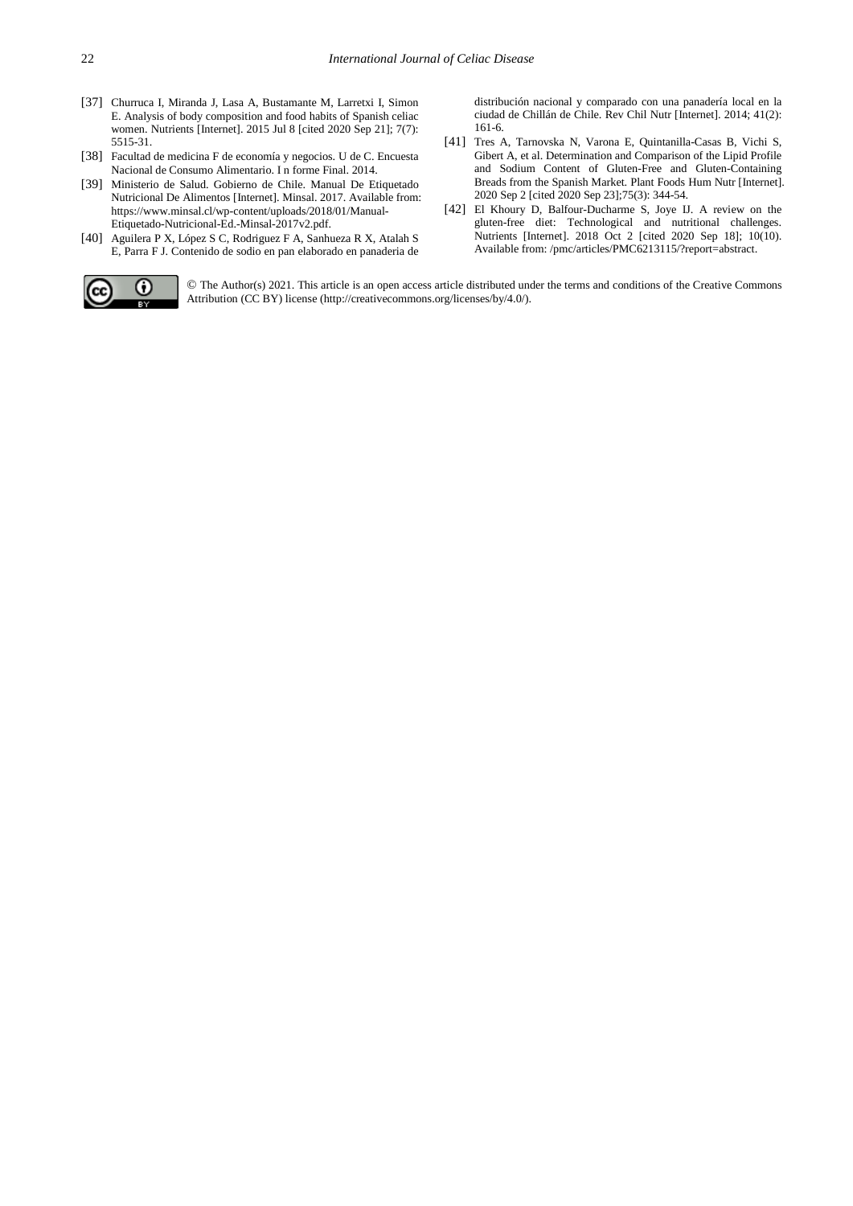[37] Churruca I, Miranda J, Lasa A, Bustamante M, Larretxi I, Simon E. Analysis of body composition and food habits of Spanish celiac women. Nutrients [Internet]. 2015 Jul 8 [cited 2020 Sep 21]; 7(7): 5515-31.

[38] Facultad de medicina F de economía y negocios. U de C. Encuesta Nacional de Consumo Alimentario. I n forme Final. 2014.

[39] Ministerio de Salud. Gobierno de Chile. Manual De Etiquetado Nutricional De Alimentos [Internet]. Minsal. 2017. Available from: https://www.minsal.cl/wp-content/uploads/2018/01/Manual-Etiquetado-Nutricional-Ed.-Minsal-2017v2.pdf.

[40] Aguilera P X, López S C, Rodriguez F A, Sanhueza R X, Atalah S E, Parra F J. Contenido de sodio en pan elaborado en panaderia de distribución nacional y comparado con una panadería local en la ciudad de Chillán de Chile. Rev Chil Nutr [Internet]. 2014; 41(2): 161-6.

[41] Tres A, Tarnovska N, Varona E, Quintanilla-Casas B, Vichi S, Gibert A, et al. Determination and Comparison of the Lipid Profile and Sodium Content of Gluten-Free and Gluten-Containing Breads from the Spanish Market. Plant Foods Hum Nutr [Internet]. 2020 Sep 2 [cited 2020 Sep 23];75(3): 344-54.

[42] El Khoury D, Balfour-Ducharme S, Joye IJ. A review on the gluten-free diet: Technological and nutritional challenges. Nutrients [Internet]. 2018 Oct 2 [cited 2020 Sep 18]; 10(10). Available from: /pmc/articles/PMC6213115/?report=abstract.

© The Author(s) 2021. This article is an open access article distributed under the terms and conditions of the Creative Commons Attribution (CC BY) license (http://creativecommons.org/licenses/by/4.0/).